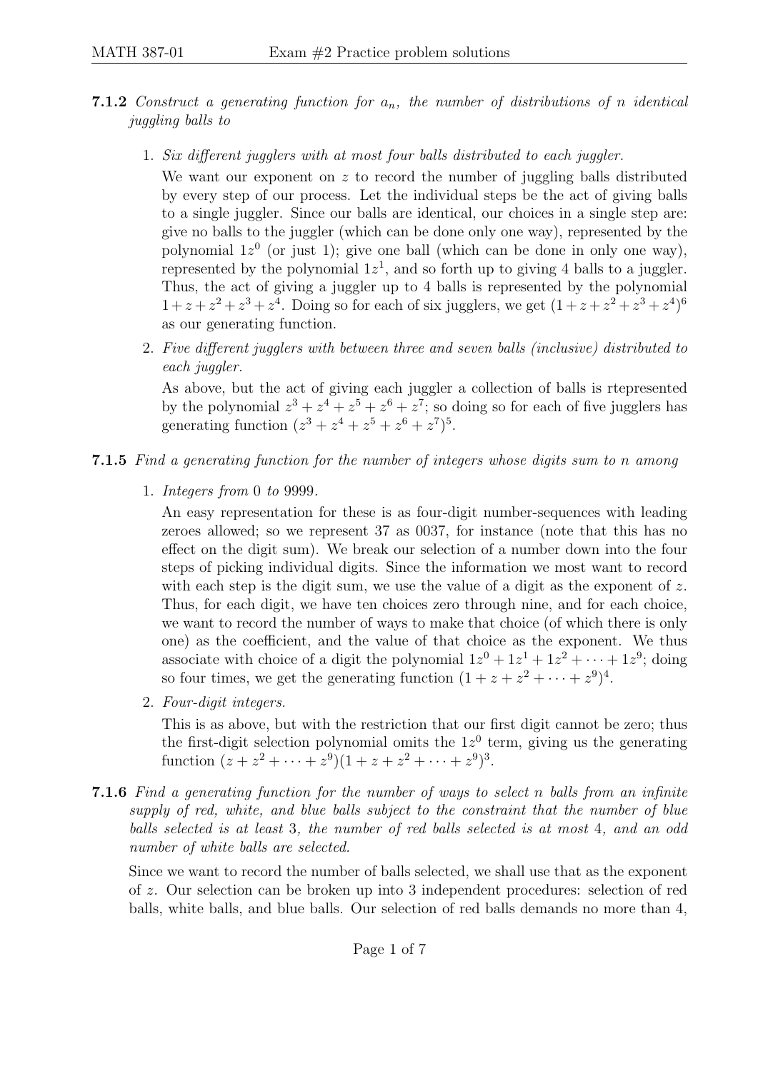**7.1.2** *Construct a generating function for $a_n$, the number of distributions of $n$ identical juggling balls to*

1. *Six different jugglers with at most four balls distributed to each juggler.*

   We want our exponent on $z$ to record the number of juggling balls distributed by every step of our process. Let the individual steps be the act of giving balls to a single juggler. Since our balls are identical, our choices in a single step are: give no balls to the juggler (which can be done only one way), represented by the polynomial $1z^0$ (or just 1); give one ball (which can be done in only one way), represented by the polynomial $1z^1$, and so forth up to giving 4 balls to a juggler. Thus, the act of giving a juggler up to 4 balls is represented by the polynomial $1+z+z^2+z^3+z^4$. Doing so for each of six jugglers, we get $(1+z+z^2+z^3+z^4)^6$ as our generating function.

2. *Five different jugglers with between three and seven balls (inclusive) distributed to each juggler.*

   As above, but the act of giving each juggler a collection of balls is rtepresented by the polynomial $z^3+z^4+z^5+z^6+z^7$; so doing so for each of five jugglers has generating function $(z^3+z^4+z^5+z^6+z^7)^5$.

**7.1.5** *Find a generating function for the number of integers whose digits sum to $n$ among*

1. *Integers from 0 to 9999.*

   An easy representation for these is as four-digit number-sequences with leading zeroes allowed; so we represent 37 as 0037, for instance (note that this has no effect on the digit sum). We break our selection of a number down into the four steps of picking individual digits. Since the information we most want to record with each step is the digit sum, we use the value of a digit as the exponent of $z$. Thus, for each digit, we have ten choices zero through nine, and for each choice, we want to record the number of ways to make that choice (of which there is only one) as the coefficient, and the value of that choice as the exponent. We thus associate with choice of a digit the polynomial $1z^0+1z^1+1z^2+\cdots+1z^9$; doing so four times, we get the generating function $(1+z+z^2+\cdots+z^9)^4$.

2. *Four-digit integers.*

   This is as above, but with the restriction that our first digit cannot be zero; thus the first-digit selection polynomial omits the $1z^0$ term, giving us the generating function $(z+z^2+\cdots+z^9)(1+z+z^2+\cdots+z^9)^3$.

**7.1.6** *Find a generating function for the number of ways to select $n$ balls from an infinite supply of red, white, and blue balls subject to the constraint that the number of blue balls selected is at least 3, the number of red balls selected is at most 4, and an odd number of white balls are selected.*

Since we want to record the number of balls selected, we shall use that as the exponent of $z$. Our selection can be broken up into 3 independent procedures: selection of red balls, white balls, and blue balls. Our selection of red balls demands no more than 4,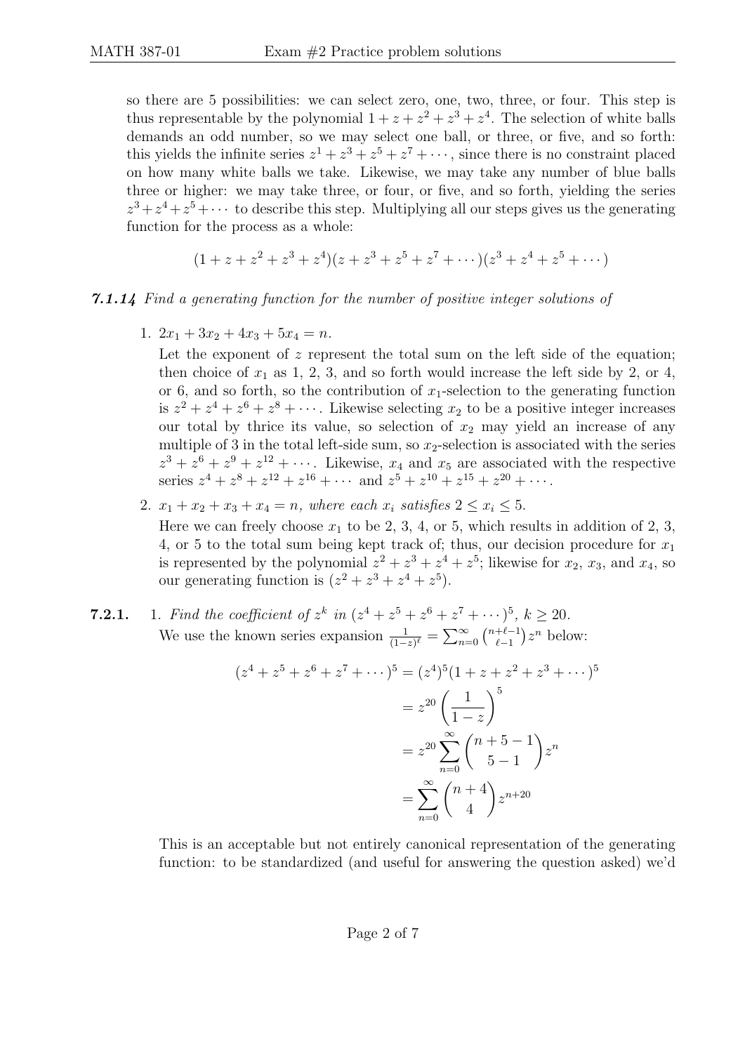so there are 5 possibilities: we can select zero, one, two, three, or four. This step is thus representable by the polynomial $1 + z + z^2 + z^3 + z^4$. The selection of white balls demands an odd number, so we may select one ball, or three, or five, and so forth: this yields the infinite series $z^1 + z^3 + z^5 + z^7 + \cdots$, since there is no constraint placed on how many white balls we take. Likewise, we may take any number of blue balls three or higher: we may take three, or four, or five, and so forth, yielding the series $z^3 + z^4 + z^5 + \cdots$ to describe this step. Multiplying all our steps gives us the generating function for the process as a whole:

$$(1 + z + z^2 + z^3 + z^4)(z + z^3 + z^5 + z^7 + \cdots)(z^3 + z^4 + z^5 + \cdots)$$

***7.1.14*** *Find a generating function for the number of positive integer solutions of*

1. $2x_1 + 3x_2 + 4x_3 + 5x_4 = n$.

   Let the exponent of $z$ represent the total sum on the left side of the equation; then choice of $x_1$ as 1, 2, 3, and so forth would increase the left side by 2, or 4, or 6, and so forth, so the contribution of $x_1$-selection to the generating function is $z^2 + z^4 + z^6 + z^8 + \cdots$. Likewise selecting $x_2$ to be a positive integer increases our total by thrice its value, so selection of $x_2$ may yield an increase of any multiple of 3 in the total left-side sum, so $x_2$-selection is associated with the series $z^3 + z^6 + z^9 + z^{12} + \cdots$. Likewise, $x_4$ and $x_5$ are associated with the respective series $z^4 + z^8 + z^{12} + z^{16} + \cdots$ and $z^5 + z^{10} + z^{15} + z^{20} + \cdots$.

2. $x_1 + x_2 + x_3 + x_4 = n$, *where each* $x_i$ *satisfies* $2 \le x_i \le 5$.

   Here we can freely choose $x_1$ to be 2, 3, 4, or 5, which results in addition of 2, 3, 4, or 5 to the total sum being kept track of; thus, our decision procedure for $x_1$ is represented by the polynomial $z^2 + z^3 + z^4 + z^5$; likewise for $x_2$, $x_3$, and $x_4$, so our generating function is $(z^2 + z^3 + z^4 + z^5)$.

**7.2.1.** 1. *Find the coefficient of* $z^k$ *in* $(z^4 + z^5 + z^6 + z^7 + \cdots)^5$, $k \ge 20$.

We use the known series expansion $\frac{1}{(1-z)^\ell} = \sum_{n=0}^{\infty} \binom{n+\ell-1}{\ell-1} z^n$ below:

$$\begin{aligned}
(z^4 + z^5 + z^6 + z^7 + \cdots)^5 &= (z^4)^5(1 + z + z^2 + z^3 + \cdots)^5 \\
&= z^{20}\left(\frac{1}{1-z}\right)^5 \\
&= z^{20}\sum_{n=0}^{\infty}\binom{n+5-1}{5-1} z^n \\
&= \sum_{n=0}^{\infty}\binom{n+4}{4} z^{n+20}
\end{aligned}$$

This is an acceptable but not entirely canonical representation of the generating function: to be standardized (and useful for answering the question asked) we'd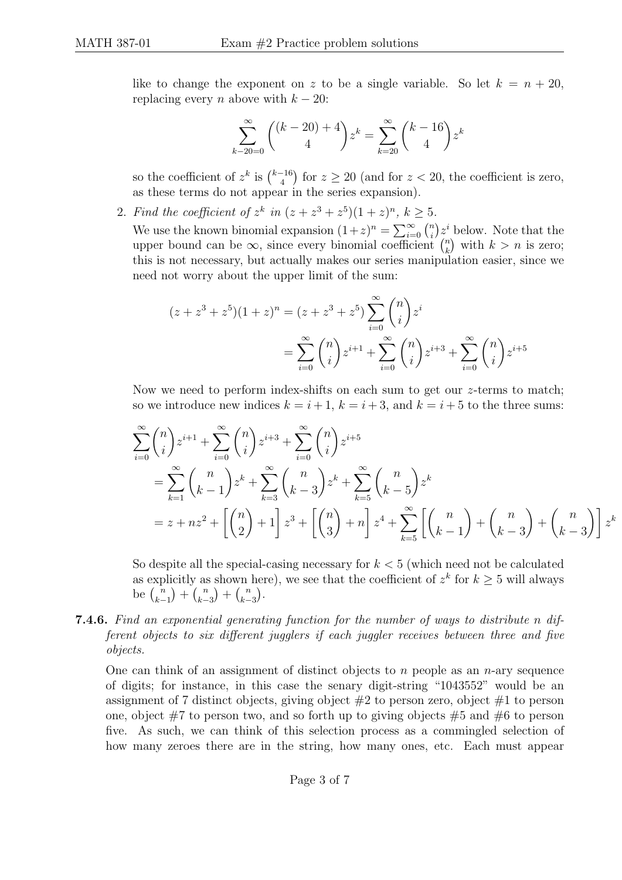like to change the exponent on $z$ to be a single variable. So let $k = n + 20$, replacing every $n$ above with $k - 20$:

$$\sum_{k-20=0}^{\infty} \binom{(k-20)+4}{4} z^k = \sum_{k=20}^{\infty} \binom{k-16}{4} z^k$$

so the coefficient of $z^k$ is $\binom{k-16}{4}$ for $z \geq 20$ (and for $z < 20$, the coefficient is zero, as these terms do not appear in the series expansion).

2. *Find the coefficient of $z^k$ in $(z + z^3 + z^5)(1+z)^n$, $k \geq 5$.*

   We use the known binomial expansion $(1+z)^n = \sum_{i=0}^{\infty} \binom{n}{i} z^i$ below. Note that the upper bound can be $\infty$, since every binomial coefficient $\binom{n}{k}$ with $k > n$ is zero; this is not necessary, but actually makes our series manipulation easier, since we need not worry about the upper limit of the sum:

$$\begin{aligned}
(z + z^3 + z^5)(1+z)^n &= (z + z^3 + z^5) \sum_{i=0}^{\infty} \binom{n}{i} z^i \\
&= \sum_{i=0}^{\infty} \binom{n}{i} z^{i+1} + \sum_{i=0}^{\infty} \binom{n}{i} z^{i+3} + \sum_{i=0}^{\infty} \binom{n}{i} z^{i+5}
\end{aligned}$$

   Now we need to perform index-shifts on each sum to get our $z$-terms to match; so we introduce new indices $k = i+1$, $k = i+3$, and $k = i+5$ to the three sums:

$$\begin{aligned}
&\sum_{i=0}^{\infty} \binom{n}{i} z^{i+1} + \sum_{i=0}^{\infty} \binom{n}{i} z^{i+3} + \sum_{i=0}^{\infty} \binom{n}{i} z^{i+5} \\
&= \sum_{k=1}^{\infty} \binom{n}{k-1} z^k + \sum_{k=3}^{\infty} \binom{n}{k-3} z^k + \sum_{k=5}^{\infty} \binom{n}{k-5} z^k \\
&= z + nz^2 + \left[\binom{n}{2} + 1\right] z^3 + \left[\binom{n}{3} + n\right] z^4 + \sum_{k=5}^{\infty} \left[\binom{n}{k-1} + \binom{n}{k-3} + \binom{n}{k-3}\right] z^k
\end{aligned}$$

   So despite all the special-casing necessary for $k < 5$ (which need not be calculated as explicitly as shown here), we see that the coefficient of $z^k$ for $k \geq 5$ will always be $\binom{n}{k-1} + \binom{n}{k-3} + \binom{n}{k-3}$.

**7.4.6.** *Find an exponential generating function for the number of ways to distribute $n$ different objects to six different jugglers if each juggler receives between three and five objects.*

One can think of an assignment of distinct objects to $n$ people as an $n$-ary sequence of digits; for instance, in this case the senary digit-string "1043552" would be an assignment of 7 distinct objects, giving object #2 to person zero, object #1 to person one, object #7 to person two, and so forth up to giving objects #5 and #6 to person five. As such, we can think of this selection process as a commingled selection of how many zeroes there are in the string, how many ones, etc. Each must appear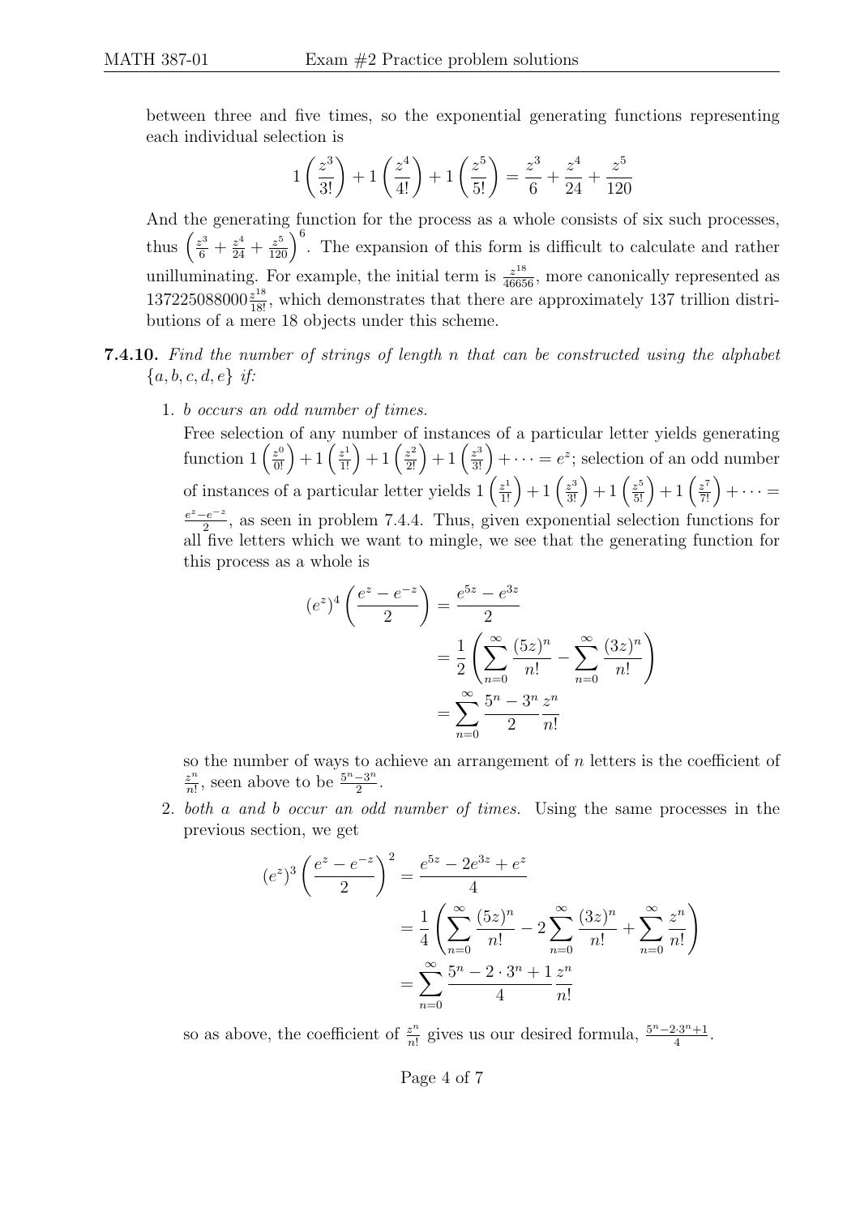between three and five times, so the exponential generating functions representing each individual selection is

$$1\left(\frac{z^3}{3!}\right) + 1\left(\frac{z^4}{4!}\right) + 1\left(\frac{z^5}{5!}\right) = \frac{z^3}{6} + \frac{z^4}{24} + \frac{z^5}{120}$$

And the generating function for the process as a whole consists of six such processes, thus $\left(\frac{z^3}{6} + \frac{z^4}{24} + \frac{z^5}{120}\right)^6$. The expansion of this form is difficult to calculate and rather unilluminating. For example, the initial term is $\frac{z^{18}}{46656}$, more canonically represented as $137225088000\frac{z^{18}}{18!}$, which demonstrates that there are approximately 137 trillion distributions of a mere 18 objects under this scheme.

**7.4.10.** *Find the number of strings of length n that can be constructed using the alphabet* $\{a, b, c, d, e\}$ *if:*

1. *b occurs an odd number of times.*

   Free selection of any number of instances of a particular letter yields generating function $1\left(\frac{z^0}{0!}\right) + 1\left(\frac{z^1}{1!}\right) + 1\left(\frac{z^2}{2!}\right) + 1\left(\frac{z^3}{3!}\right) + \cdots = e^z$; selection of an odd number of instances of a particular letter yields $1\left(\frac{z^1}{1!}\right) + 1\left(\frac{z^3}{3!}\right) + 1\left(\frac{z^5}{5!}\right) + 1\left(\frac{z^7}{7!}\right) + \cdots = \frac{e^z - e^{-z}}{2}$, as seen in problem 7.4.4. Thus, given exponential selection functions for all five letters which we want to mingle, we see that the generating function for this process as a whole is

   $$\begin{aligned}
   (e^z)^4\left(\frac{e^z - e^{-z}}{2}\right) &= \frac{e^{5z} - e^{3z}}{2} \\
   &= \frac{1}{2}\left(\sum_{n=0}^{\infty}\frac{(5z)^n}{n!} - \sum_{n=0}^{\infty}\frac{(3z)^n}{n!}\right) \\
   &= \sum_{n=0}^{\infty}\frac{5^n - 3^n}{2}\frac{z^n}{n!}
   \end{aligned}$$

   so the number of ways to achieve an arrangement of $n$ letters is the coefficient of $\frac{z^n}{n!}$, seen above to be $\frac{5^n - 3^n}{2}$.

2. *both a and b occur an odd number of times.* Using the same processes in the previous section, we get

   $$\begin{aligned}
   (e^z)^3\left(\frac{e^z - e^{-z}}{2}\right)^2 &= \frac{e^{5z} - 2e^{3z} + e^z}{4} \\
   &= \frac{1}{4}\left(\sum_{n=0}^{\infty}\frac{(5z)^n}{n!} - 2\sum_{n=0}^{\infty}\frac{(3z)^n}{n!} + \sum_{n=0}^{\infty}\frac{z^n}{n!}\right) \\
   &= \sum_{n=0}^{\infty}\frac{5^n - 2\cdot 3^n + 1}{4}\frac{z^n}{n!}
   \end{aligned}$$

   so as above, the coefficient of $\frac{z^n}{n!}$ gives us our desired formula, $\frac{5^n - 2\cdot 3^n + 1}{4}$.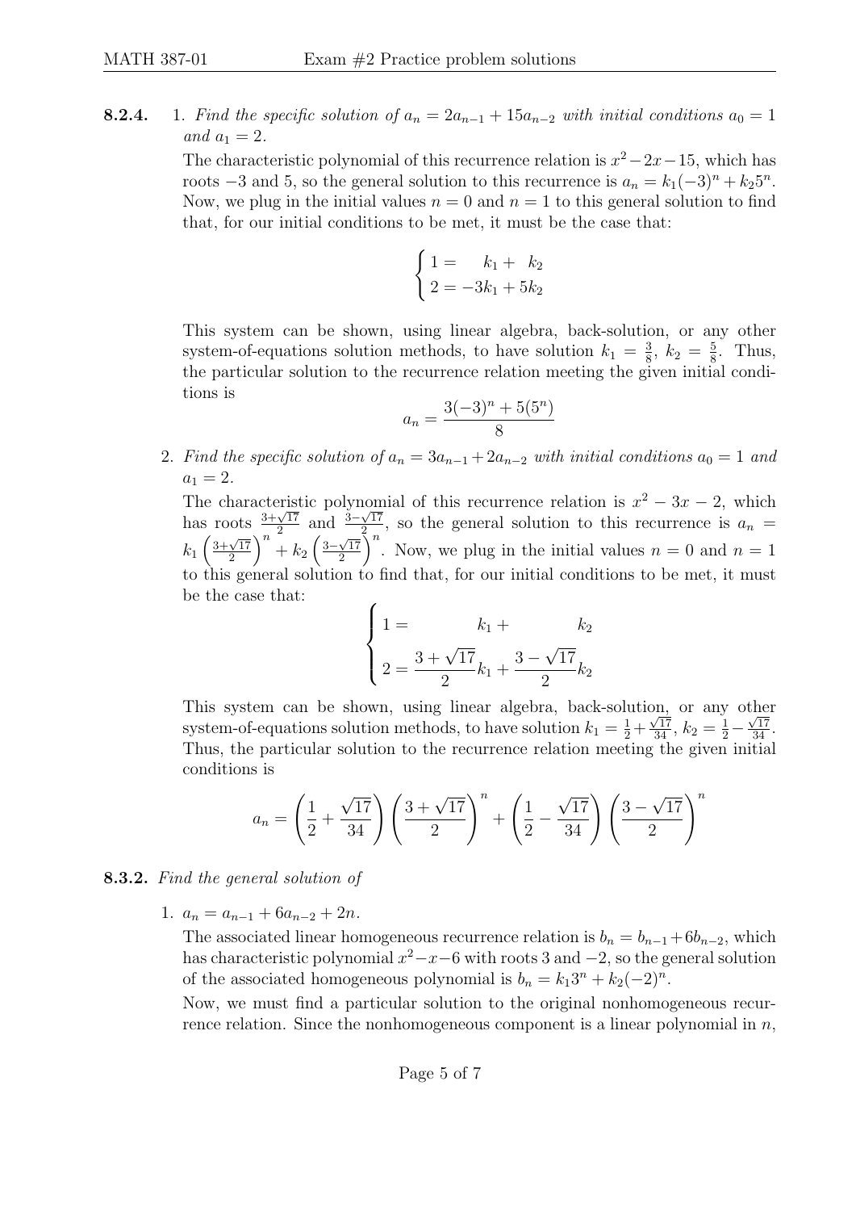**8.2.4.** 1. *Find the specific solution of $a_n = 2a_{n-1} + 15a_{n-2}$ with initial conditions $a_0 = 1$ and $a_1 = 2$.*

The characteristic polynomial of this recurrence relation is $x^2 - 2x - 15$, which has roots $-3$ and $5$, so the general solution to this recurrence is $a_n = k_1(-3)^n + k_2 5^n$. Now, we plug in the initial values $n = 0$ and $n = 1$ to this general solution to find that, for our initial conditions to be met, it must be the case that:

$$\begin{cases} 1 = \phantom{-3}k_1 + \phantom{5}k_2 \\ 2 = -3k_1 + 5k_2 \end{cases}$$

This system can be shown, using linear algebra, back-solution, or any other system-of-equations solution methods, to have solution $k_1 = \frac{3}{8}$, $k_2 = \frac{5}{8}$. Thus, the particular solution to the recurrence relation meeting the given initial conditions is

$$a_n = \frac{3(-3)^n + 5(5^n)}{8}$$

2. *Find the specific solution of $a_n = 3a_{n-1} + 2a_{n-2}$ with initial conditions $a_0 = 1$ and $a_1 = 2$.*

The characteristic polynomial of this recurrence relation is $x^2 - 3x - 2$, which has roots $\frac{3+\sqrt{17}}{2}$ and $\frac{3-\sqrt{17}}{2}$, so the general solution to this recurrence is $a_n = k_1\left(\frac{3+\sqrt{17}}{2}\right)^n + k_2\left(\frac{3-\sqrt{17}}{2}\right)^n$. Now, we plug in the initial values $n = 0$ and $n = 1$ to this general solution to find that, for our initial conditions to be met, it must be the case that:

$$\begin{cases} 1 = \phantom{\frac{3+\sqrt{17}}{2}}k_1 + \phantom{\frac{3-\sqrt{17}}{2}}k_2 \\[2ex] 2 = \dfrac{3+\sqrt{17}}{2}k_1 + \dfrac{3-\sqrt{17}}{2}k_2 \end{cases}$$

This system can be shown, using linear algebra, back-solution, or any other system-of-equations solution methods, to have solution $k_1 = \frac{1}{2} + \frac{\sqrt{17}}{34}$, $k_2 = \frac{1}{2} - \frac{\sqrt{17}}{34}$. Thus, the particular solution to the recurrence relation meeting the given initial conditions is

$$a_n = \left(\frac{1}{2} + \frac{\sqrt{17}}{34}\right)\left(\frac{3+\sqrt{17}}{2}\right)^n + \left(\frac{1}{2} - \frac{\sqrt{17}}{34}\right)\left(\frac{3-\sqrt{17}}{2}\right)^n$$

**8.3.2.** *Find the general solution of*

1. $a_n = a_{n-1} + 6a_{n-2} + 2n$.

The associated linear homogeneous recurrence relation is $b_n = b_{n-1} + 6b_{n-2}$, which has characteristic polynomial $x^2 - x - 6$ with roots $3$ and $-2$, so the general solution of the associated homogeneous polynomial is $b_n = k_1 3^n + k_2(-2)^n$.

Now, we must find a particular solution to the original nonhomogeneous recurrence relation. Since the nonhomogeneous component is a linear polynomial in $n$,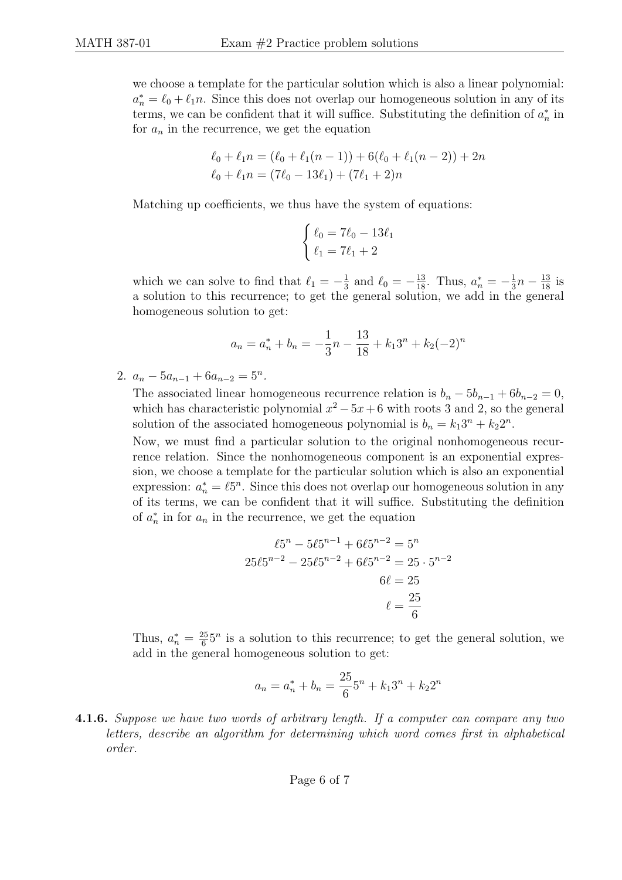we choose a template for the particular solution which is also a linear polynomial: $a_n^* = \ell_0 + \ell_1 n$. Since this does not overlap our homogeneous solution in any of its terms, we can be confident that it will suffice. Substituting the definition of $a_n^*$ in for $a_n$ in the recurrence, we get the equation

$$\begin{aligned}
\ell_0 + \ell_1 n &= (\ell_0 + \ell_1(n-1)) + 6(\ell_0 + \ell_1(n-2)) + 2n \\
\ell_0 + \ell_1 n &= (7\ell_0 - 13\ell_1) + (7\ell_1 + 2)n
\end{aligned}$$

Matching up coefficients, we thus have the system of equations:

$$\begin{cases} \ell_0 = 7\ell_0 - 13\ell_1 \\ \ell_1 = 7\ell_1 + 2 \end{cases}$$

which we can solve to find that $\ell_1 = -\frac{1}{3}$ and $\ell_0 = -\frac{13}{18}$. Thus, $a_n^* = -\frac{1}{3}n - \frac{13}{18}$ is a solution to this recurrence; to get the general solution, we add in the general homogeneous solution to get:

$$a_n = a_n^* + b_n = -\frac{1}{3}n - \frac{13}{18} + k_1 3^n + k_2(-2)^n$$

2. $a_n - 5a_{n-1} + 6a_{n-2} = 5^n$.

   The associated linear homogeneous recurrence relation is $b_n - 5b_{n-1} + 6b_{n-2} = 0$, which has characteristic polynomial $x^2 - 5x + 6$ with roots 3 and 2, so the general solution of the associated homogeneous polynomial is $b_n = k_1 3^n + k_2 2^n$.

   Now, we must find a particular solution to the original nonhomogeneous recurrence relation. Since the nonhomogeneous component is an exponential expression, we choose a template for the particular solution which is also an exponential expression: $a_n^* = \ell 5^n$. Since this does not overlap our homogeneous solution in any of its terms, we can be confident that it will suffice. Substituting the definition of $a_n^*$ in for $a_n$ in the recurrence, we get the equation

$$\begin{aligned}
\ell 5^n - 5\ell 5^{n-1} + 6\ell 5^{n-2} &= 5^n \\
25\ell 5^{n-2} - 25\ell 5^{n-2} + 6\ell 5^{n-2} &= 25 \cdot 5^{n-2} \\
6\ell &= 25 \\
\ell &= \frac{25}{6}
\end{aligned}$$

   Thus, $a_n^* = \frac{25}{6}5^n$ is a solution to this recurrence; to get the general solution, we add in the general homogeneous solution to get:

$$a_n = a_n^* + b_n = \frac{25}{6}5^n + k_1 3^n + k_2 2^n$$

**4.1.6.** *Suppose we have two words of arbitrary length. If a computer can compare any two letters, describe an algorithm for determining which word comes first in alphabetical order.*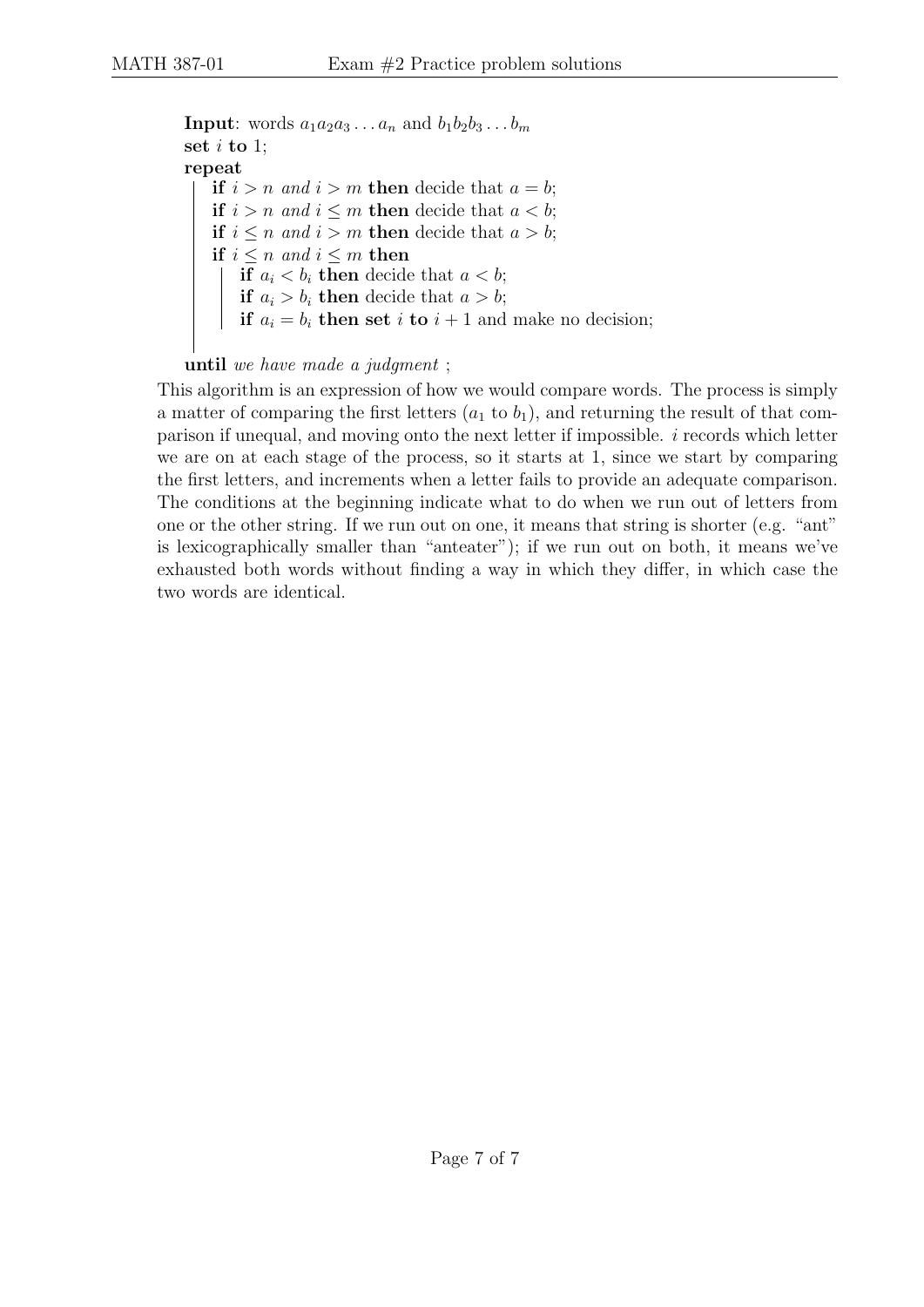**Input**: words $a_1a_2a_3 \dots a_n$ and $b_1b_2b_3 \dots b_m$
**set** $i$ **to** 1;
**repeat**
  **if** $i > n$ *and* $i > m$ **then** decide that $a = b$;
  **if** $i > n$ *and* $i \leq m$ **then** decide that $a < b$;
  **if** $i \leq n$ *and* $i > m$ **then** decide that $a > b$;
  **if** $i \leq n$ *and* $i \leq m$ **then**
    **if** $a_i < b_i$ **then** decide that $a < b$;
    **if** $a_i > b_i$ **then** decide that $a > b$;
    **if** $a_i = b_i$ **then set** $i$ **to** $i + 1$ and make no decision;
**until** *we have made a judgment* ;

This algorithm is an expression of how we would compare words. The process is simply a matter of comparing the first letters ($a_1$ to $b_1$), and returning the result of that comparison if unequal, and moving onto the next letter if impossible. $i$ records which letter we are on at each stage of the process, so it starts at 1, since we start by comparing the first letters, and increments when a letter fails to provide an adequate comparison. The conditions at the beginning indicate what to do when we run out of letters from one or the other string. If we run out on one, it means that string is shorter (e.g. "ant" is lexicographically smaller than "anteater"); if we run out on both, it means we've exhausted both words without finding a way in which they differ, in which case the two words are identical.